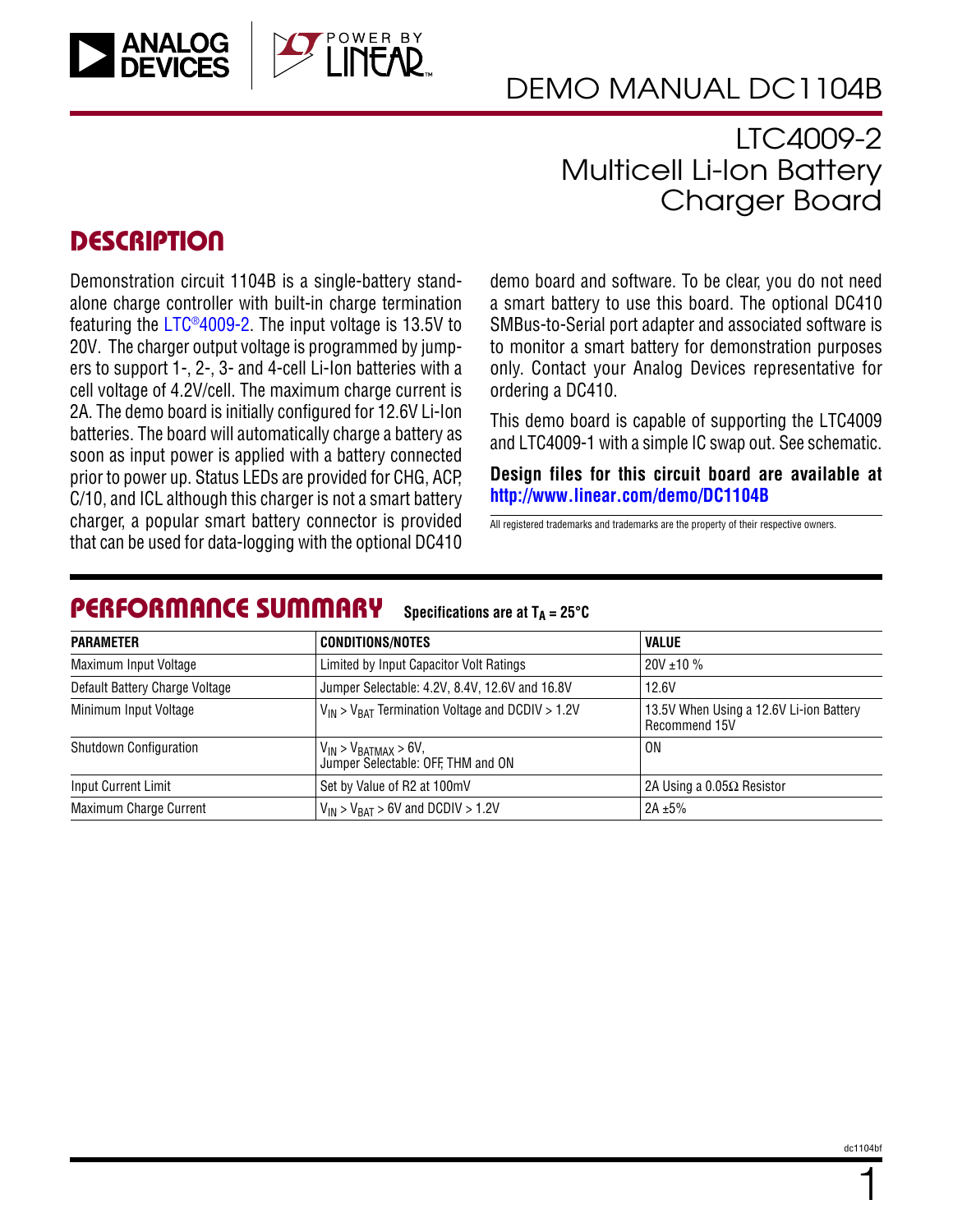# DEMO MANUAL DC1104B

## LTC4009-2 Multicell Li-Ion Battery Charger Board

## DESCRIPTION

Demonstration circuit 1104B is a single-battery standalone charge controller with built-in charge termination featuring the LTC®4009-2. The input voltage is 13.5V to 20V. The charger output voltage is programmed by jumpers to support 1-, 2-, 3- and 4-cell Li-Ion batteries with a cell voltage of 4.2V/cell. The maximum charge current is 2A. The demo board is initially configured for 12.6V Li-Ion batteries. The board will automatically charge a battery as soon as input power is applied with a battery connected prior to power up. Status LEDs are provided for CHG, ACP, C/10, and ICL although this charger is not a smart battery charger, a popular smart battery connector is provided that can be used for data-logging with the optional DC410 demo board and software. To be clear, you do not need a smart battery to use this board. The optional DC410 SMBus-to-Serial port adapter and associated software is to monitor a smart battery for demonstration purposes only. Contact your Analog Devices representative for ordering a DC410.

This demo board is capable of supporting the LTC4009 and LTC4009-1 with a simple IC swap out. See schematic.

**Design files for this circuit board are available at http://www.linear.com/demo/DC1104B**

All registered trademarks and trademarks are the property of their respective owners.

## PERFORMANCE SUMMARY

**Specifications are at $T_A = 25°C$**

| PARAMETER | CONDITIONS/NOTES | VALUE |
|---|---|---|
| Maximum Input Voltage | Limited by Input Capacitor Volt Ratings | 20V ±10 % |
| Default Battery Charge Voltage | Jumper Selectable: 4.2V, 8.4V, 12.6V and 16.8V | 12.6V |
| Minimum Input Voltage | $V_{IN} > V_{BAT}$ Termination Voltage and DCDIV > 1.2V | 13.5V When Using a 12.6V Li-ion Battery Recommend 15V |
| Shutdown Configuration | $V_{IN} > V_{BATMAX} > 6V$, Jumper Selectable: OFF, THM and ON | ON |
| Input Current Limit | Set by Value of R2 at 100mV | 2A Using a 0.05Ω Resistor |
| Maximum Charge Current | $V_{IN} > V_{BAT} > 6V$ and DCDIV > 1.2V | 2A ±5% |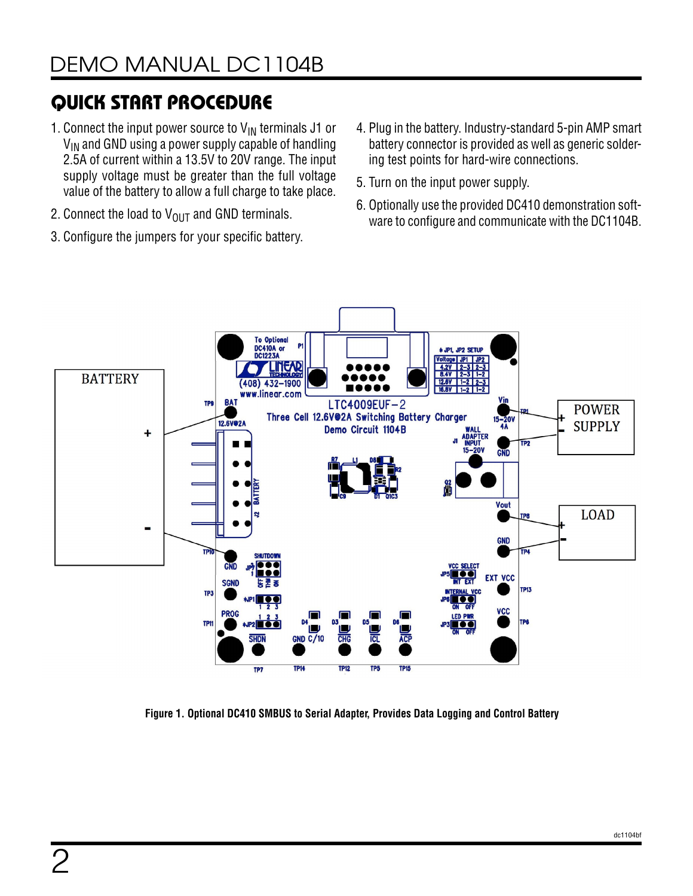## QUICK START PROCEDURE

1. Connect the input power source to $V_{IN}$ terminals J1 or $V_{IN}$ and GND using a power supply capable of handling 2.5A of current within a 13.5V to 20V range. The input supply voltage must be greater than the full voltage value of the battery to allow a full charge to take place.
2. Connect the load to $V_{OUT}$ and GND terminals.
3. Configure the jumpers for your specific battery.
4. Plug in the battery. Industry-standard 5-pin AMP smart battery connector is provided as well as generic soldering test points for hard-wire connections.
5. Turn on the input power supply.
6. Optionally use the provided DC410 demonstration software to configure and communicate with the DC1104B.

**Figure 1. Optional DC410 SMBUS to Serial Adapter, Provides Data Logging and Control Battery**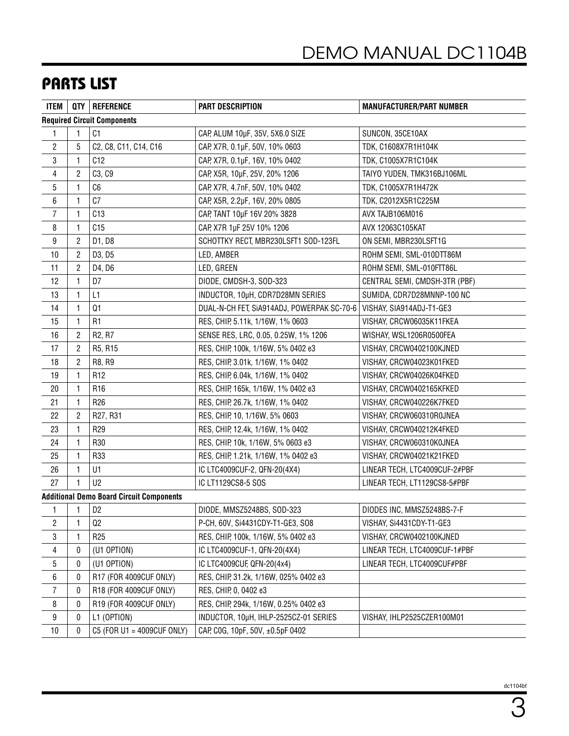## PARTS LIST

| ITEM | QTY | REFERENCE | PART DESCRIPTION | MANUFACTURER/PART NUMBER |
|---|---|---|---|---|
| **Required Circuit Components** | | | | |
| 1 | 1 | C1 | CAP, ALUM 10µF, 35V, 5X6.0 SIZE | SUNCON, 35CE10AX |
| 2 | 5 | C2, C8, C11, C14, C16 | CAP, X7R, 0.1µF, 50V, 10% 0603 | TDK, C1608X7R1H104K |
| 3 | 1 | C12 | CAP, X7R, 0.1µF, 16V, 10% 0402 | TDK, C1005X7R1C104K |
| 4 | 2 | C3, C9 | CAP, X5R, 10µF, 25V, 20% 1206 | TAIYO YUDEN, TMK316BJ106ML |
| 5 | 1 | C6 | CAP, X7R, 4.7nF, 50V, 10% 0402 | TDK, C1005X7R1H472K |
| 6 | 1 | C7 | CAP, X5R, 2.2µF, 16V, 20% 0805 | TDK, C2012X5R1C225M |
| 7 | 1 | C13 | CAP, TANT 10µF 16V 20% 3828 | AVX TAJB106M016 |
| 8 | 1 | C15 | CAP, X7R 1µF 25V 10% 1206 | AVX 12063C105KAT |
| 9 | 2 | D1, D8 | SCHOTTKY RECT, MBR230LSFT1 SOD-123FL | ON SEMI, MBR230LSFT1G |
| 10 | 2 | D3, D5 | LED, AMBER | ROHM SEMI, SML-010DTT86M |
| 11 | 2 | D4, D6 | LED, GREEN | ROHM SEMI, SML-010FTT86L |
| 12 | 1 | D7 | DIODE, CMDSH-3, SOD-323 | CENTRAL SEMI, CMDSH-3TR (PBF) |
| 13 | 1 | L1 | INDUCTOR, 10µH, CDR7D28MN SERIES | SUMIDA, CDR7D28MNNP-100 NC |
| 14 | 1 | Q1 | DUAL-N-CH FET, SiA914ADJ, POWERPAK SC-70-6 | VISHAY, SIA914ADJ-T1-GE3 |
| 15 | 1 | R1 | RES, CHIP, 5.11k, 1/16W, 1% 0603 | VISHAY, CRCW06035K11FKEA |
| 16 | 2 | R2, R7 | SENSE RES, LRC, 0.05, 0.25W, 1% 1206 | WISHAY, WSL1206R0500FEA |
| 17 | 2 | R5, R15 | RES, CHIP, 100k, 1/16W, 5% 0402 e3 | VISHAY, CRCW0402100KJNED |
| 18 | 2 | R8, R9 | RES, CHIP, 3.01k, 1/16W, 1% 0402 | VISHAY, CRCW04023K01FKED |
| 19 | 1 | R12 | RES, CHIP, 6.04k, 1/16W, 1% 0402 | VISHAY, CRCW04026K04FKED |
| 20 | 1 | R16 | RES, CHIP, 165k, 1/16W, 1% 0402 e3 | VISHAY, CRCW0402165KFKED |
| 21 | 1 | R26 | RES, CHIP, 26.7k, 1/16W, 1% 0402 | VISHAY, CRCW040226K7FKED |
| 22 | 2 | R27, R31 | RES, CHIP, 10, 1/16W, 5% 0603 | VISHAY, CRCW060310R0JNEA |
| 23 | 1 | R29 | RES, CHIP, 12.4k, 1/16W, 1% 0402 | VISHAY, CRCW040212K4FKED |
| 24 | 1 | R30 | RES, CHIP, 10k, 1/16W, 5% 0603 e3 | VISHAY, CRCW060310K0JNEA |
| 25 | 1 | R33 | RES, CHIP, 1.21k, 1/16W, 1% 0402 e3 | VISHAY, CRCW04021K21FKED |
| 26 | 1 | U1 | IC LTC4009CUF-2, QFN-20(4X4) | LINEAR TECH, LTC4009CUF-2#PBF |
| 27 | 1 | U2 | IC LT1129CS8-5 SOS | LINEAR TECH, LT1129CS8-5#PBF |
| **Additional Demo Board Circuit Components** | | | | |
| 1 | 1 | D2 | DIODE, MMSZ5248BS, SOD-323 | DIODES INC, MMSZ5248BS-7-F |
| 2 | 1 | Q2 | P-CH, 60V, Si4431CDY-T1-GE3, SO8 | VISHAY, Si4431CDY-T1-GE3 |
| 3 | 1 | R25 | RES, CHIP, 100k, 1/16W, 5% 0402 e3 | VISHAY, CRCW0402100KJNED |
| 4 | 0 | (U1 OPTION) | IC LTC4009CUF-1, QFN-20(4X4) | LINEAR TECH, LTC4009CUF-1#PBF |
| 5 | 0 | (U1 OPTION) | IC LTC4009CUF, QFN-20(4x4) | LINEAR TECH, LTC4009CUF#PBF |
| 6 | 0 | R17 (FOR 4009CUF ONLY) | RES, CHIP, 31.2k, 1/16W, 025% 0402 e3 | |
| 7 | 0 | R18 (FOR 4009CUF ONLY) | RES, CHIP, 0, 0402 e3 | |
| 8 | 0 | R19 (FOR 4009CUF ONLY) | RES, CHIP, 294k, 1/16W, 0.25% 0402 e3 | |
| 9 | 0 | L1 (OPTION) | INDUCTOR, 10µH, IHLP-2525CZ-01 SERIES | VISHAY, IHLP2525CZER100M01 |
| 10 | 0 | C5 (FOR U1 = 4009CUF ONLY) | CAP, C0G, 10pF, 50V, ±0.5pF 0402 | |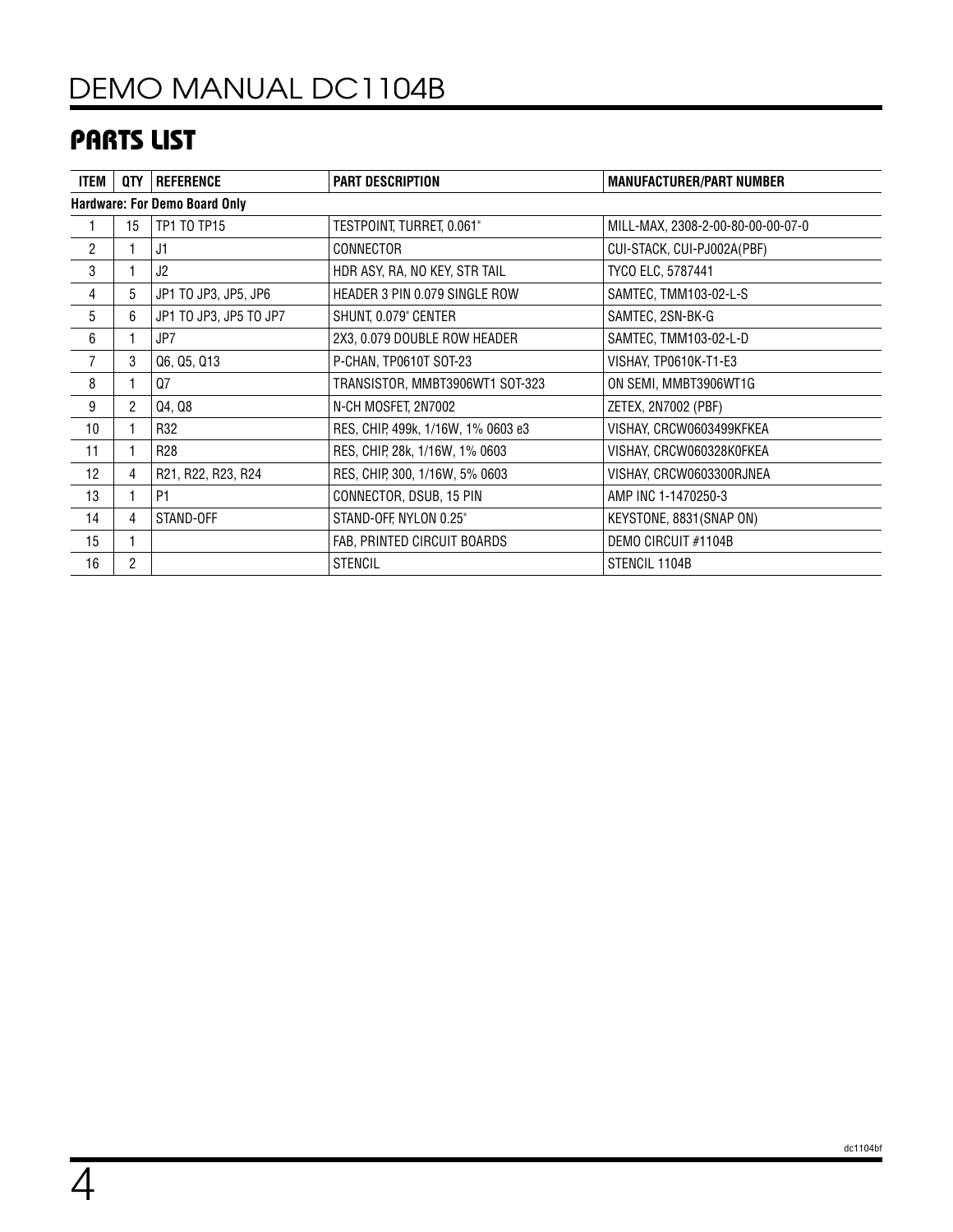## PARTS LIST

| ITEM | QTY | REFERENCE | PART DESCRIPTION | MANUFACTURER/PART NUMBER |
|---|---|---|---|---|
| **Hardware: For Demo Board Only** | | | | |
| 1 | 15 | TP1 TO TP15 | TESTPOINT, TURRET, 0.061" | MILL-MAX, 2308-2-00-80-00-00-07-0 |
| 2 | 1 | J1 | CONNECTOR | CUI-STACK, CUI-PJ002A(PBF) |
| 3 | 1 | J2 | HDR ASY, RA, NO KEY, STR TAIL | TYCO ELC, 5787441 |
| 4 | 5 | JP1 TO JP3, JP5, JP6 | HEADER 3 PIN 0.079 SINGLE ROW | SAMTEC, TMM103-02-L-S |
| 5 | 6 | JP1 TO JP3, JP5 TO JP7 | SHUNT, 0.079" CENTER | SAMTEC, 2SN-BK-G |
| 6 | 1 | JP7 | 2X3, 0.079 DOUBLE ROW HEADER | SAMTEC, TMM103-02-L-D |
| 7 | 3 | Q6, Q5, Q13 | P-CHAN, TP0610T SOT-23 | VISHAY, TP0610K-T1-E3 |
| 8 | 1 | Q7 | TRANSISTOR, MMBT3906WT1 SOT-323 | ON SEMI, MMBT3906WT1G |
| 9 | 2 | Q4, Q8 | N-CH MOSFET, 2N7002 | ZETEX, 2N7002 (PBF) |
| 10 | 1 | R32 | RES, CHIP, 499k, 1/16W, 1% 0603 e3 | VISHAY, CRCW0603499KFKEA |
| 11 | 1 | R28 | RES, CHIP, 28k, 1/16W, 1% 0603 | VISHAY, CRCW060328K0FKEA |
| 12 | 4 | R21, R22, R23, R24 | RES, CHIP, 300, 1/16W, 5% 0603 | VISHAY, CRCW0603300RJNEA |
| 13 | 1 | P1 | CONNECTOR, DSUB, 15 PIN | AMP INC 1-1470250-3 |
| 14 | 4 | STAND-OFF | STAND-OFF, NYLON 0.25" | KEYSTONE, 8831(SNAP ON) |
| 15 | 1 | | FAB, PRINTED CIRCUIT BOARDS | DEMO CIRCUIT #1104B |
| 16 | 2 | | STENCIL | STENCIL 1104B |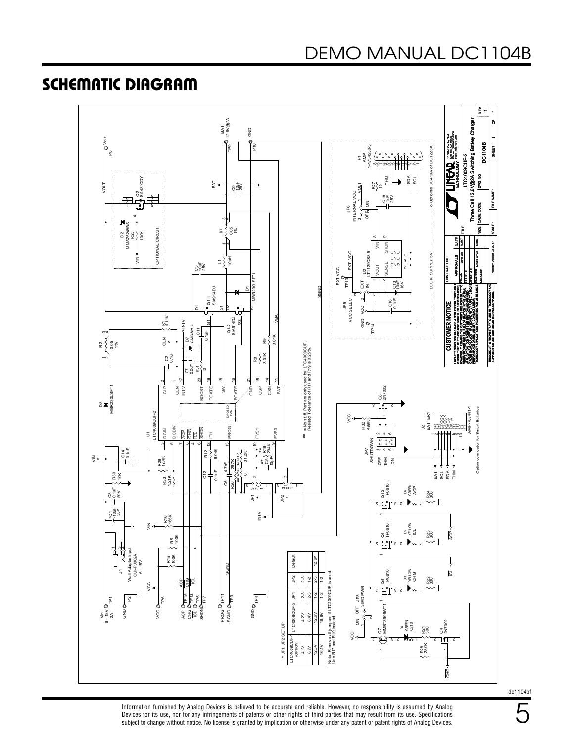## SCHEMATIC DIAGRAM

* JP1, JP2 SETUP

| LTC4009CUF-1 (OPTION) | LTC4009CUF-2 | JP1 | JP2 | Default |
|---|---|---|---|---|
| 4.1V | 4.2V | 2-3 | 2-3 | |
| 8.2V | 8.4V | 2-3 | 1-2 | |
| 12.3V | 12.6V | 1-2 | 2-3 | 12.6V |
| 16.4V | 16.8V | 1-2 | 1-2 | |

Note: Remove all jumpers if LTC4009CUF is used. Use R17 and R19 instead.

** = No stuff. Part are only used for LTC4009CUF. Resistor Tolerance of R17 and R19 is 0.25%.

LTC4009CUF-2

Three Cell 12.6V@2A Switching Battery Charger

DC1104B

**CUSTOMER NOTICE**

LINEAR TECHNOLOGY HAS MADE A BEST EFFORT TO DESIGN A CIRCUIT THAT MEETS CUSTOMER-SUPPLIED SPECIFICATIONS; HOWEVER, IT REMAINS THE CUSTOMER'S RESPONSIBILITY TO VERIFY PROPER AND RELIABLE OPERATION IN THE ACTUAL APPLICATION. COMPONENT SUBSTITUTION AND PRINTED CIRCUIT BOARD LAYOUT MAY SIGNIFICANTLY AFFECT CIRCUIT PERFORMANCE OR RELIABILITY. CONTACT LINEAR TECHNOLOGY APPLICATIONS ENGINEERING FOR ASSISTANCE.

THIS CIRCUIT IS PROPRIETARY TO LINEAR TECHNOLOGY AND SUPPLIED FOR USE WITH LINEAR TECHNOLOGY PARTS.

Information furnished by Analog Devices is believed to be accurate and reliable. However, no responsibility is assumed by Analog Devices for its use, nor for any infringements of patents or other rights of third parties that may result from its use. Specifications subject to change without notice. No license is granted by implication or otherwise under any patent or patent rights of Analog Devices.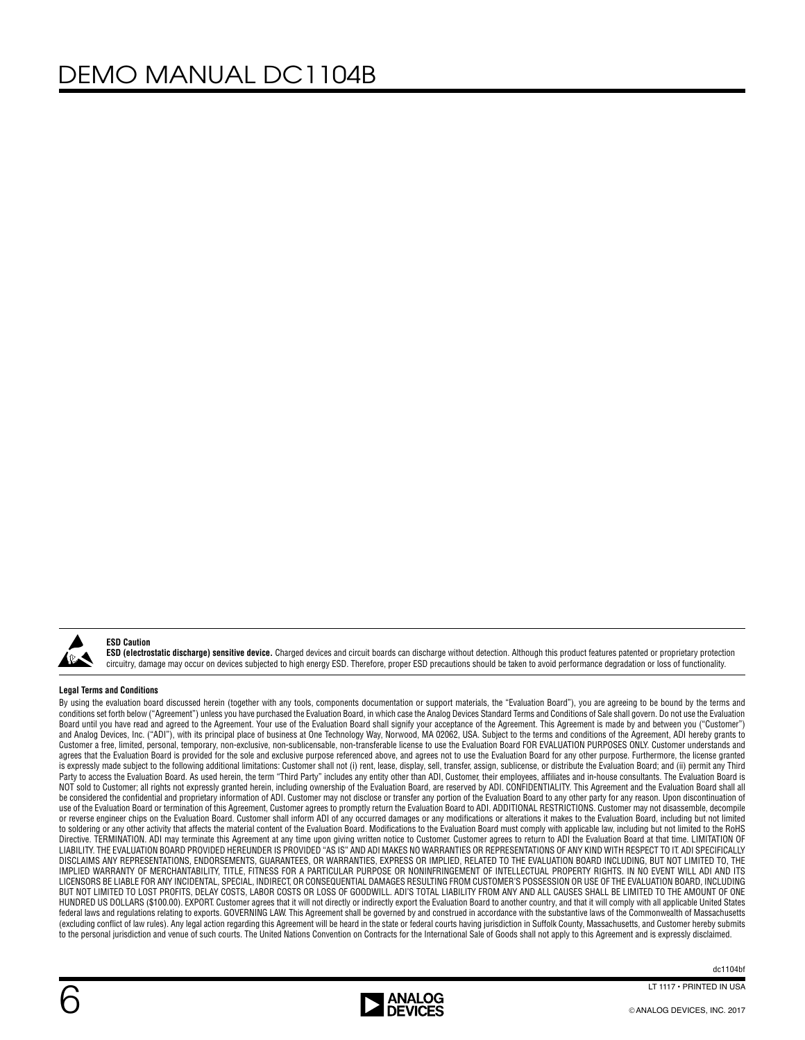**ESD Caution**

**ESD (electrostatic discharge) sensitive device.** Charged devices and circuit boards can discharge without detection. Although this product features patented or proprietary protection circuitry, damage may occur on devices subjected to high energy ESD. Therefore, proper ESD precautions should be taken to avoid performance degradation or loss of functionality.

**Legal Terms and Conditions**

By using the evaluation board discussed herein (together with any tools, components documentation or support materials, the "Evaluation Board"), you are agreeing to be bound by the terms and conditions set forth below ("Agreement") unless you have purchased the Evaluation Board, in which case the Analog Devices Standard Terms and Conditions of Sale shall govern. Do not use the Evaluation Board until you have read and agreed to the Agreement. Your use of the Evaluation Board shall signify your acceptance of the Agreement. This Agreement is made by and between you ("Customer") and Analog Devices, Inc. ("ADI"), with its principal place of business at One Technology Way, Norwood, MA 02062, USA. Subject to the terms and conditions of the Agreement, ADI hereby grants to Customer a free, limited, personal, temporary, non-exclusive, non-sublicensable, non-transferable license to use the Evaluation Board FOR EVALUATION PURPOSES ONLY. Customer understands and agrees that the Evaluation Board is provided for the sole and exclusive purpose referenced above, and agrees not to use the Evaluation Board for any other purpose. Furthermore, the license granted is expressly made subject to the following additional limitations: Customer shall not (i) rent, lease, display, sell, transfer, assign, sublicense, or distribute the Evaluation Board; and (ii) permit any Third Party to access the Evaluation Board. As used herein, the term "Third Party" includes any entity other than ADI, Customer, their employees, affiliates and in-house consultants. The Evaluation Board is NOT sold to Customer; all rights not expressly granted herein, including ownership of the Evaluation Board, are reserved by ADI. CONFIDENTIALITY. This Agreement and the Evaluation Board shall all be considered the confidential and proprietary information of ADI. Customer may not disclose or transfer any portion of the Evaluation Board to any other party for any reason. Upon discontinuation of use of the Evaluation Board or termination of this Agreement, Customer agrees to promptly return the Evaluation Board to ADI. ADDITIONAL RESTRICTIONS. Customer may not disassemble, decompile or reverse engineer chips on the Evaluation Board. Customer shall inform ADI of any occurred damages or any modifications or alterations it makes to the Evaluation Board, including but not limited to soldering or any other activity that affects the material content of the Evaluation Board. Modifications to the Evaluation Board must comply with applicable law, including but not limited to the RoHS Directive. TERMINATION. ADI may terminate this Agreement at any time upon giving written notice to Customer. Customer agrees to return to ADI the Evaluation Board at that time. LIMITATION OF LIABILITY. THE EVALUATION BOARD PROVIDED HEREUNDER IS PROVIDED "AS IS" AND ADI MAKES NO WARRANTIES OR REPRESENTATIONS OF ANY KIND WITH RESPECT TO IT. ADI SPECIFICALLY DISCLAIMS ANY REPRESENTATIONS, ENDORSEMENTS, GUARANTEES, OR WARRANTIES, EXPRESS OR IMPLIED, RELATED TO THE EVALUATION BOARD INCLUDING, BUT NOT LIMITED TO, THE IMPLIED WARRANTY OF MERCHANTABILITY, TITLE, FITNESS FOR A PARTICULAR PURPOSE OR NONINFRINGEMENT OF INTELLECTUAL PROPERTY RIGHTS. IN NO EVENT WILL ADI AND ITS LICENSORS BE LIABLE FOR ANY INCIDENTAL, SPECIAL, INDIRECT, OR CONSEQUENTIAL DAMAGES RESULTING FROM CUSTOMER'S POSSESSION OR USE OF THE EVALUATION BOARD, INCLUDING BUT NOT LIMITED TO LOST PROFITS, DELAY COSTS, LABOR COSTS OR LOSS OF GOODWILL. ADI'S TOTAL LIABILITY FROM ANY AND ALL CAUSES SHALL BE LIMITED TO THE AMOUNT OF ONE HUNDRED US DOLLARS ($100.00). EXPORT. Customer agrees that it will not directly or indirectly export the Evaluation Board to another country, and that it will comply with all applicable United States federal laws and regulations relating to exports. GOVERNING LAW. This Agreement shall be governed by and construed in accordance with the substantive laws of the Commonwealth of Massachusetts (excluding conflict of law rules). Any legal action regarding this Agreement will be heard in the state or federal courts having jurisdiction in Suffolk County, Massachusetts, and Customer hereby submits to the personal jurisdiction and venue of such courts. The United Nations Convention on Contracts for the International Sale of Goods shall not apply to this Agreement and is expressly disclaimed.

LT 1117 • PRINTED IN USA

© ANALOG DEVICES, INC. 2017